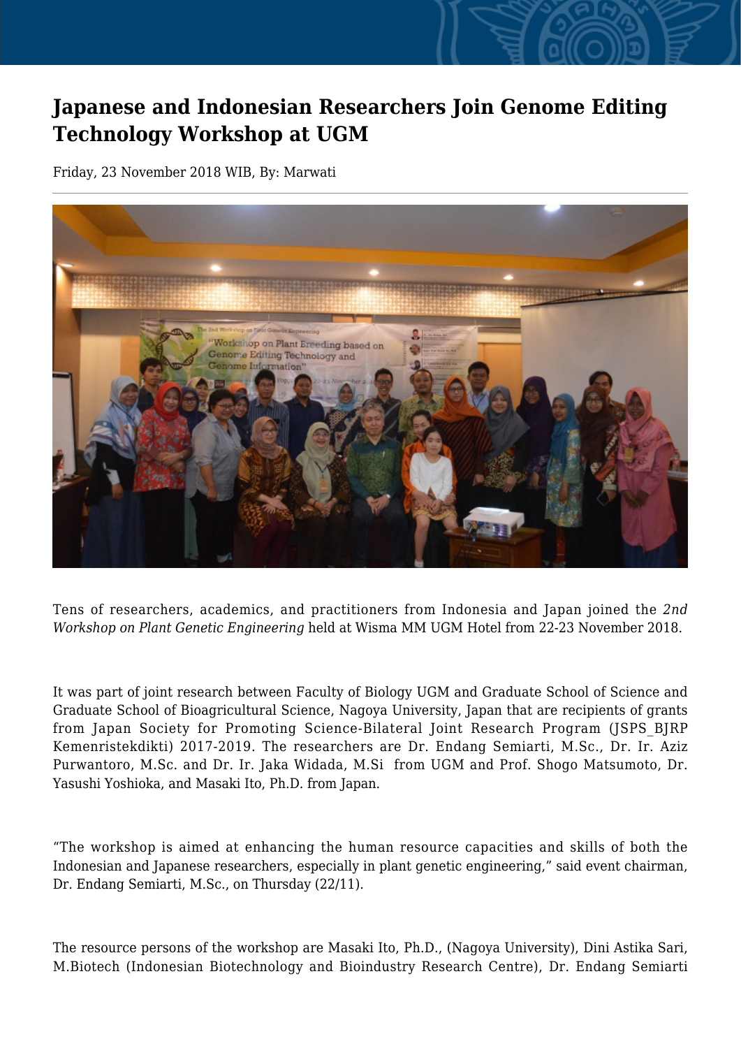# Japanese and Indonesian Researchers Join Genome Editing Technology Workshop at UGM

Friday, 23 November 2018 WIB, By: Marwati

Tens of researchers, academics, and practitioners from Indonesia and Japan joined the *2nd Workshop on Plant Genetic Engineering* held at Wisma MM UGM Hotel from 22-23 November 2018.

It was part of joint research between Faculty of Biology UGM and Graduate School of Science and Graduate School of Bioagricultural Science, Nagoya University, Japan that are recipients of grants from Japan Society for Promoting Science-Bilateral Joint Research Program (JSPS_BJRP Kemenristekdikti) 2017-2019. The researchers are Dr. Endang Semiarti, M.Sc., Dr. Ir. Aziz Purwantoro, M.Sc. and Dr. Ir. Jaka Widada, M.Si from UGM and Prof. Shogo Matsumoto, Dr. Yasushi Yoshioka, and Masaki Ito, Ph.D. from Japan.

"The workshop is aimed at enhancing the human resource capacities and skills of both the Indonesian and Japanese researchers, especially in plant genetic engineering," said event chairman, Dr. Endang Semiarti, M.Sc., on Thursday (22/11).

The resource persons of the workshop are Masaki Ito, Ph.D., (Nagoya University), Dini Astika Sari, M.Biotech (Indonesian Biotechnology and Bioindustry Research Centre), Dr. Endang Semiarti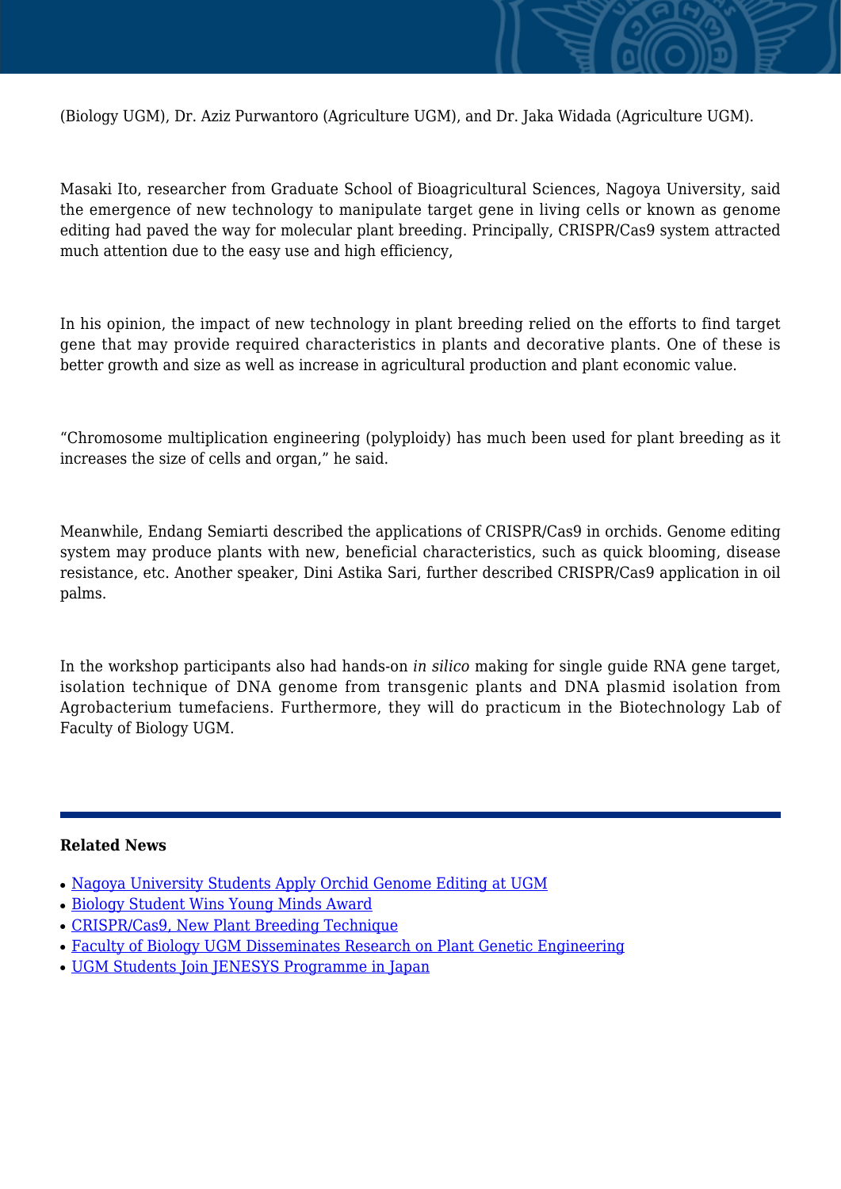(Biology UGM), Dr. Aziz Purwantoro (Agriculture UGM), and Dr. Jaka Widada (Agriculture UGM).

Masaki Ito, researcher from Graduate School of Bioagricultural Sciences, Nagoya University, said the emergence of new technology to manipulate target gene in living cells or known as genome editing had paved the way for molecular plant breeding. Principally, CRISPR/Cas9 system attracted much attention due to the easy use and high efficiency,

In his opinion, the impact of new technology in plant breeding relied on the efforts to find target gene that may provide required characteristics in plants and decorative plants. One of these is better growth and size as well as increase in agricultural production and plant economic value.

"Chromosome multiplication engineering (polyploidy) has much been used for plant breeding as it increases the size of cells and organ," he said.

Meanwhile, Endang Semiarti described the applications of CRISPR/Cas9 in orchids. Genome editing system may produce plants with new, beneficial characteristics, such as quick blooming, disease resistance, etc. Another speaker, Dini Astika Sari, further described CRISPR/Cas9 application in oil palms.

In the workshop participants also had hands-on *in silico* making for single guide RNA gene target, isolation technique of DNA genome from transgenic plants and DNA plasmid isolation from Agrobacterium tumefaciens. Furthermore, they will do practicum in the Biotechnology Lab of Faculty of Biology UGM.

---

**Related News**

- Nagoya University Students Apply Orchid Genome Editing at UGM
- Biology Student Wins Young Minds Award
- CRISPR/Cas9, New Plant Breeding Technique
- Faculty of Biology UGM Disseminates Research on Plant Genetic Engineering
- UGM Students Join JENESYS Programme in Japan